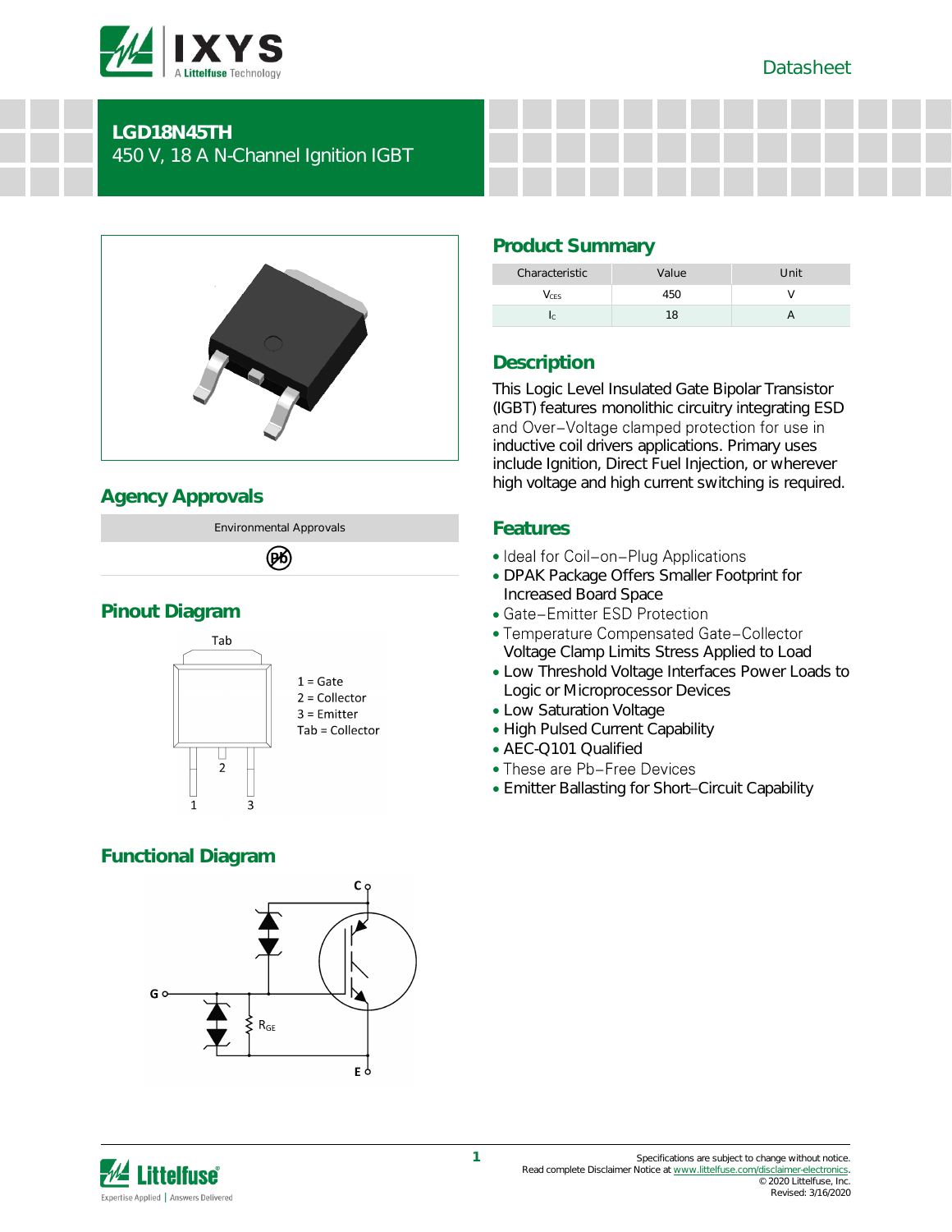# LGD18N45TH

450 V, 18 A N-Channel Ignition IGBT

## Agency Approvals

| Environmental Approvals |
|---|
| Pb |

## Pinout Diagram

Tab

1 = Gate
2 = Collector
3 = Emitter
Tab = Collector

## Functional Diagram

C

G

$R_{GE}$

E

## Product Summary

| Characteristic | Value | Unit |
|---|---|---|
| $V_{CES}$ | 450 | V |
| $I_C$ | 18 | A |

## Description

This Logic Level Insulated Gate Bipolar Transistor (IGBT) features monolithic circuitry integrating ESD and Over−Voltage clamped protection for use in inductive coil drivers applications. Primary uses include Ignition, Direct Fuel Injection, or wherever high voltage and high current switching is required.

## Features

- Ideal for Coil−on−Plug Applications
- DPAK Package Offers Smaller Footprint for Increased Board Space
- Gate−Emitter ESD Protection
- Temperature Compensated Gate−Collector Voltage Clamp Limits Stress Applied to Load
- Low Threshold Voltage Interfaces Power Loads to Logic or Microprocessor Devices
- Low Saturation Voltage
- High Pulsed Current Capability
- AEC-Q101 Qualified
- These are Pb−Free Devices
- Emitter Ballasting for Short−Circuit Capability

Specifications are subject to change without notice.
Read complete Disclaimer Notice at www.littelfuse.com/disclaimer-electronics.
© 2020 Littelfuse, Inc.
Revised: 3/16/2020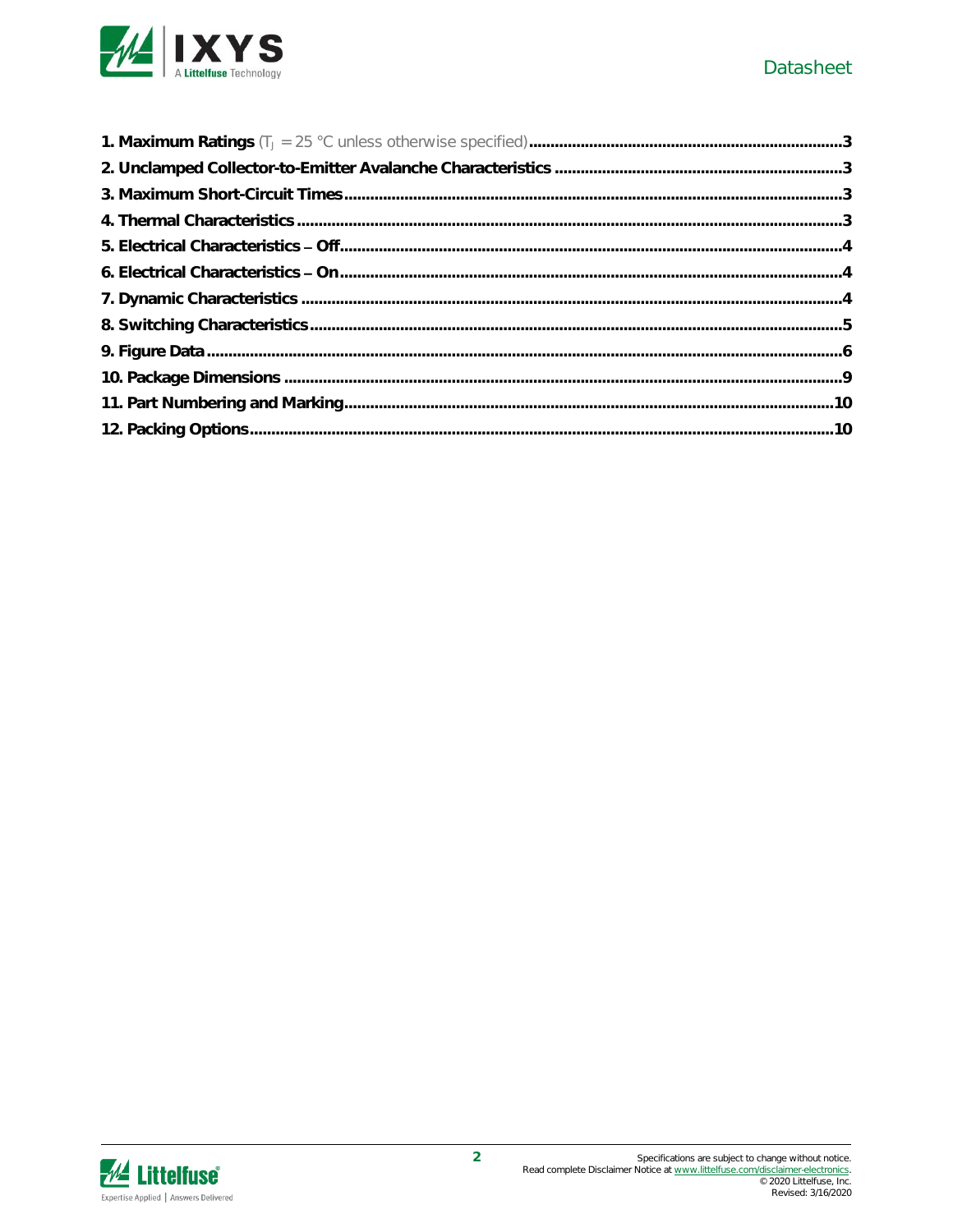**1. Maximum Ratings** ($T_J$ = 25 °C unless otherwise specified) ........................................ 3

**2. Unclamped Collector-to-Emitter Avalanche Characteristics** ........................................ 3

**3. Maximum Short-Circuit Times** ........................................ 3

**4. Thermal Characteristics** ........................................ 3

**5. Electrical Characteristics – Off** ........................................ 4

**6. Electrical Characteristics – On** ........................................ 4

**7. Dynamic Characteristics** ........................................ 4

**8. Switching Characteristics** ........................................ 5

**9. Figure Data** ........................................ 6

**10. Package Dimensions** ........................................ 9

**11. Part Numbering and Marking** ........................................ 10

**12. Packing Options** ........................................ 10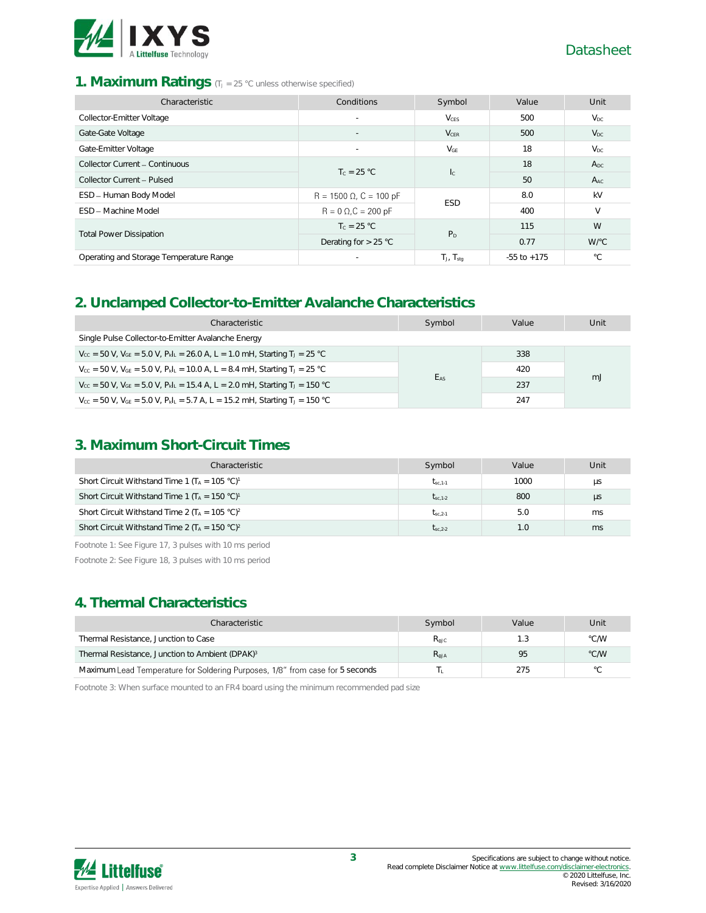## 1. Maximum Ratings ($T_J$ = 25 °C unless otherwise specified)

| Characteristic | Conditions | Symbol | Value | Unit |
|---|---|---|---|---|
| Collector-Emitter Voltage | - | $V_{CES}$ | 500 | $V_{DC}$ |
| Gate-Gate Voltage | - | $V_{CER}$ | 500 | $V_{DC}$ |
| Gate-Emitter Voltage | - | $V_{GE}$ | 18 | $V_{DC}$ |
| Collector Current – Continuous | $T_C$ = 25 °C | $I_C$ | 18 | $A_{DC}$ |
| Collector Current – Pulsed | | | 50 | $A_{AC}$ |
| ESD – Human Body Model | R = 1500 Ω, C = 100 pF | ESD | 8.0 | kV |
| ESD – Machine Model | R = 0 Ω,C = 200 pF | | 400 | V |
| Total Power Dissipation | $T_C$ = 25 °C | $P_D$ | 115 | W |
| | Derating for > 25 °C | | 0.77 | W/°C |
| Operating and Storage Temperature Range | - | $T_J$, $T_{stg}$ | -55 to +175 | °C |

## 2. Unclamped Collector-to-Emitter Avalanche Characteristics

| Characteristic | Symbol | Value | Unit |
|---|---|---|---|
| Single Pulse Collector-to-Emitter Avalanche Energy | | | |
| $V_{CC}$ = 50 V, $V_{GE}$ = 5.0 V, $P_k I_L$ = 26.0 A, L = 1.0 mH, Starting $T_J$ = 25 °C | $E_{AS}$ | 338 | mJ |
| $V_{CC}$ = 50 V, $V_{GE}$ = 5.0 V, $P_k I_L$ = 10.0 A, L = 8.4 mH, Starting $T_J$ = 25 °C | | 420 | |
| $V_{CC}$ = 50 V, $V_{GE}$ = 5.0 V, $P_k I_L$ = 15.4 A, L = 2.0 mH, Starting $T_J$ = 150 °C | | 237 | |
| $V_{CC}$ = 50 V, $V_{GE}$ = 5.0 V, $P_k I_L$ = 5.7 A, L = 15.2 mH, Starting $T_J$ = 150 °C | | 247 | |

## 3. Maximum Short-Circuit Times

| Characteristic | Symbol | Value | Unit |
|---|---|---|---|
| Short Circuit Withstand Time 1 ($T_A$ = 105 °C)[1] | $t_{sc,1\text{-}1}$ | 1000 | µs |
| Short Circuit Withstand Time 1 ($T_A$ = 150 °C)[1] | $t_{sc,1\text{-}2}$ | 800 | µs |
| Short Circuit Withstand Time 2 ($T_A$ = 105 °C)[2] | $t_{sc,2\text{-}1}$ | 5.0 | ms |
| Short Circuit Withstand Time 2 ($T_A$ = 150 °C)[2] | $t_{sc,2\text{-}2}$ | 1.0 | ms |

Footnote 1: See Figure 17, 3 pulses with 10 ms period

Footnote 2: See Figure 18, 3 pulses with 10 ms period

## 4. Thermal Characteristics

| Characteristic | Symbol | Value | Unit |
|---|---|---|---|
| Thermal Resistance, Junction to Case | $R_{\theta JC}$ | 1.3 | °C/W |
| Thermal Resistance, Junction to Ambient (DPAK)[3] | $R_{\theta JA}$ | 95 | °C/W |
| Maximum Lead Temperature for Soldering Purposes, 1/8" from case for 5 seconds | $T_L$ | 275 | °C |

Footnote 3: When surface mounted to an FR4 board using the minimum recommended pad size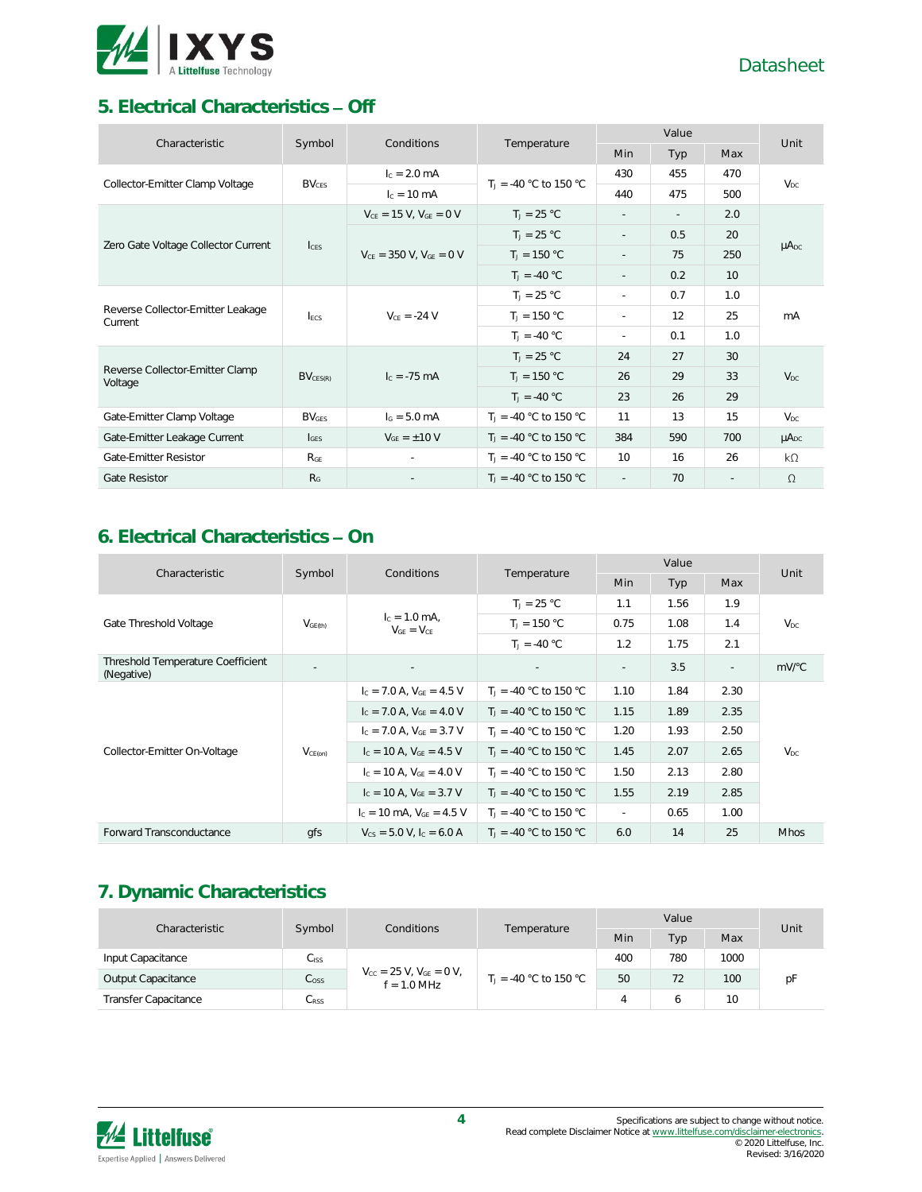## 5. Electrical Characteristics – Off

| Characteristic | Symbol | Conditions | Temperature | Value | | | Unit |
|---|---|---|---|---|---|---|---|
| | | | | Min | Typ | Max | |
| Collector-Emitter Clamp Voltage | $BV_{CES}$ | $I_C = 2.0$ mA | $T_J$ = -40 °C to 150 °C | 430 | 455 | 470 | $V_{DC}$ |
| | | $I_C = 10$ mA | | 440 | 475 | 500 | |
| Zero Gate Voltage Collector Current | $I_{CES}$ | $V_{CE} = 15$ V, $V_{GE} = 0$ V | $T_J$ = 25 °C | - | - | 2.0 | $\mu A_{DC}$ |
| | | $V_{CE} = 350$ V, $V_{GE} = 0$ V | $T_J$ = 25 °C | - | 0.5 | 20 | |
| | | | $T_J$ = 150 °C | - | 75 | 250 | |
| | | | $T_J$ = -40 °C | - | 0.2 | 10 | |
| Reverse Collector-Emitter Leakage Current | $I_{ECS}$ | $V_{CE}$ = -24 V | $T_J$ = 25 °C | - | 0.7 | 1.0 | mA |
| | | | $T_J$ = 150 °C | - | 12 | 25 | |
| | | | $T_J$ = -40 °C | - | 0.1 | 1.0 | |
| Reverse Collector-Emitter Clamp Voltage | $BV_{CES(R)}$ | $I_C$ = -75 mA | $T_J$ = 25 °C | 24 | 27 | 30 | $V_{DC}$ |
| | | | $T_J$ = 150 °C | 26 | 29 | 33 | |
| | | | $T_J$ = -40 °C | 23 | 26 | 29 | |
| Gate-Emitter Clamp Voltage | $BV_{GES}$ | $I_G = 5.0$ mA | $T_J$ = -40 °C to 150 °C | 11 | 13 | 15 | $V_{DC}$ |
| Gate-Emitter Leakage Current | $I_{GES}$ | $V_{GE} = \pm10$ V | $T_J$ = -40 °C to 150 °C | 384 | 590 | 700 | $\mu A_{DC}$ |
| Gate-Emitter Resistor | $R_{GE}$ | - | $T_J$ = -40 °C to 150 °C | 10 | 16 | 26 | kΩ |
| Gate Resistor | $R_G$ | - | $T_J$ = -40 °C to 150 °C | - | 70 | - | Ω |

## 6. Electrical Characteristics – On

| Characteristic | Symbol | Conditions | Temperature | Value | | | Unit |
|---|---|---|---|---|---|---|---|
| | | | | Min | Typ | Max | |
| Gate Threshold Voltage | $V_{GE(th)}$ | $I_C = 1.0$ mA, $V_{GE} = V_{CE}$ | $T_J$ = 25 °C | 1.1 | 1.56 | 1.9 | $V_{DC}$ |
| | | | $T_J$ = 150 °C | 0.75 | 1.08 | 1.4 | |
| | | | $T_J$ = -40 °C | 1.2 | 1.75 | 2.1 | |
| Threshold Temperature Coefficient (Negative) | - | - | - | - | 3.5 | - | mV/°C |
| Collector-Emitter On-Voltage | $V_{CE(on)}$ | $I_C = 7.0$ A, $V_{GE} = 4.5$ V | $T_J$ = -40 °C to 150 °C | 1.10 | 1.84 | 2.30 | $V_{DC}$ |
| | | $I_C = 7.0$ A, $V_{GE} = 4.0$ V | $T_J$ = -40 °C to 150 °C | 1.15 | 1.89 | 2.35 | |
| | | $I_C = 7.0$ A, $V_{GE} = 3.7$ V | $T_J$ = -40 °C to 150 °C | 1.20 | 1.93 | 2.50 | |
| | | $I_C = 10$ A, $V_{GE} = 4.5$ V | $T_J$ = -40 °C to 150 °C | 1.45 | 2.07 | 2.65 | |
| | | $I_C = 10$ A, $V_{GE} = 4.0$ V | $T_J$ = -40 °C to 150 °C | 1.50 | 2.13 | 2.80 | |
| | | $I_C = 10$ A, $V_{GE} = 3.7$ V | $T_J$ = -40 °C to 150 °C | 1.55 | 2.19 | 2.85 | |
| | | $I_C = 10$ mA, $V_{GE} = 4.5$ V | $T_J$ = -40 °C to 150 °C | - | 0.65 | 1.00 | |
| Forward Transconductance | gfs | $V_{CS} = 5.0$ V, $I_C = 6.0$ A | $T_J$ = -40 °C to 150 °C | 6.0 | 14 | 25 | Mhos |

## 7. Dynamic Characteristics

| Characteristic | Symbol | Conditions | Temperature | Value | | | Unit |
|---|---|---|---|---|---|---|---|
| | | | | Min | Typ | Max | |
| Input Capacitance | $C_{ISS}$ | $V_{CC} = 25$ V, $V_{GE} = 0$ V, f = 1.0 MHz | $T_J$ = -40 °C to 150 °C | 400 | 780 | 1000 | pF |
| Output Capacitance | $C_{OSS}$ | | | 50 | 72 | 100 | |
| Transfer Capacitance | $C_{RSS}$ | | | 4 | 6 | 10 | |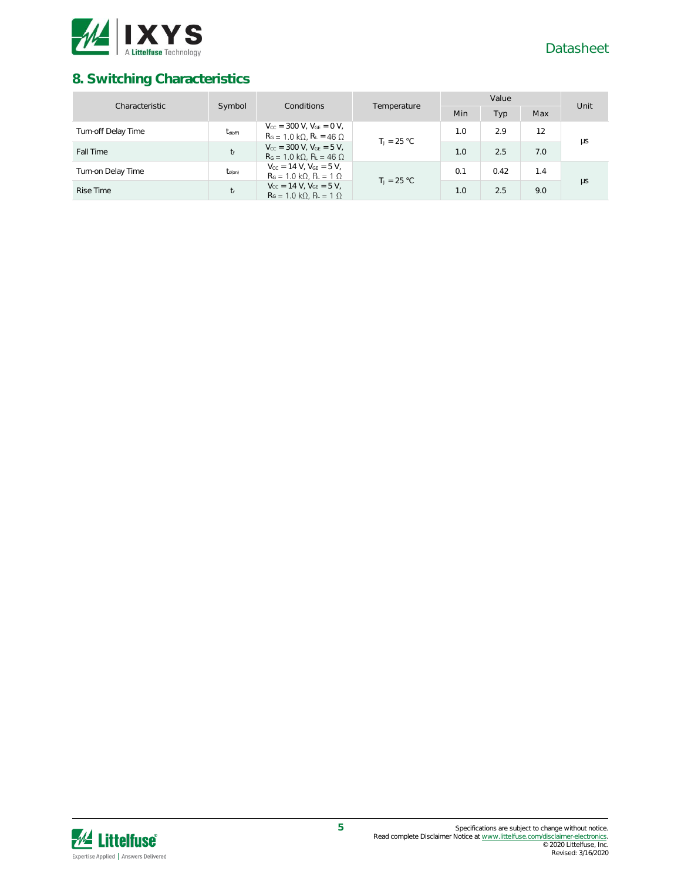## 8. Switching Characteristics

| Characteristic | Symbol | Conditions | Temperature | Value | | | Unit |
|---|---|---|---|---|---|---|---|
| | | | | Min | Typ | Max | |
| Turn-off Delay Time | $t_{d(off)}$ | $V_{CC}$ = 300 V, $V_{GE}$ = 0 V, $R_G$ = 1.0 kΩ, $R_L$ = 46 Ω | $T_J$ = 25 °C | 1.0 | 2.9 | 12 | µs |
| Fall Time | $t_f$ | $V_{CC}$ = 300 V, $V_{GE}$ = 5 V, $R_G$ = 1.0 kΩ, $R_L$ = 46 Ω | | 1.0 | 2.5 | 7.0 | |
| Turn-on Delay Time | $t_{d(on)}$ | $V_{CC}$ = 14 V, $V_{GE}$ = 5 V, $R_G$ = 1.0 kΩ, $R_L$ = 1 Ω | $T_J$ = 25 °C | 0.1 | 0.42 | 1.4 | µs |
| Rise Time | $t_r$ | $V_{CC}$ = 14 V, $V_{GE}$ = 5 V, $R_G$ = 1.0 kΩ, $R_L$ = 1 Ω | | 1.0 | 2.5 | 9.0 | |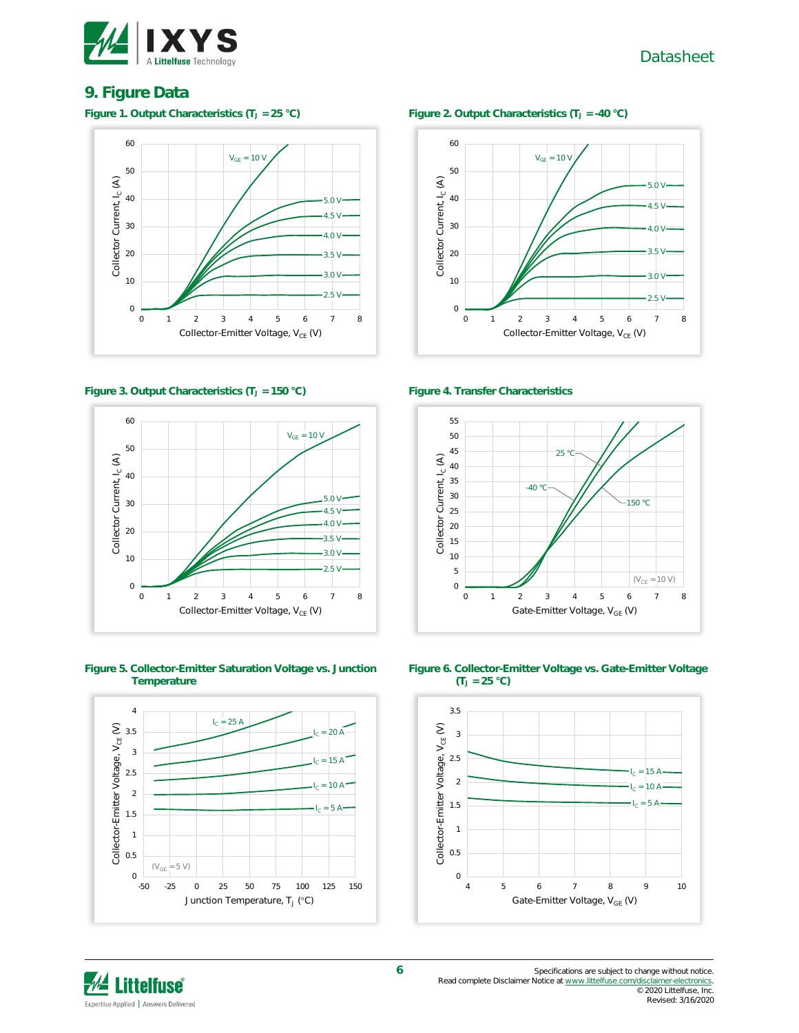## 9. Figure Data

**Figure 1. Output Characteristics ($T_J$ = 25 °C)**

**Figure 2. Output Characteristics ($T_J$ = -40 °C)**

**Figure 3. Output Characteristics ($T_J$ = 150 °C)**

**Figure 4. Transfer Characteristics**

**Figure 5. Collector-Emitter Saturation Voltage vs. Junction Temperature**

**Figure 6. Collector-Emitter Voltage vs. Gate-Emitter Voltage ($T_J$ = 25 °C)**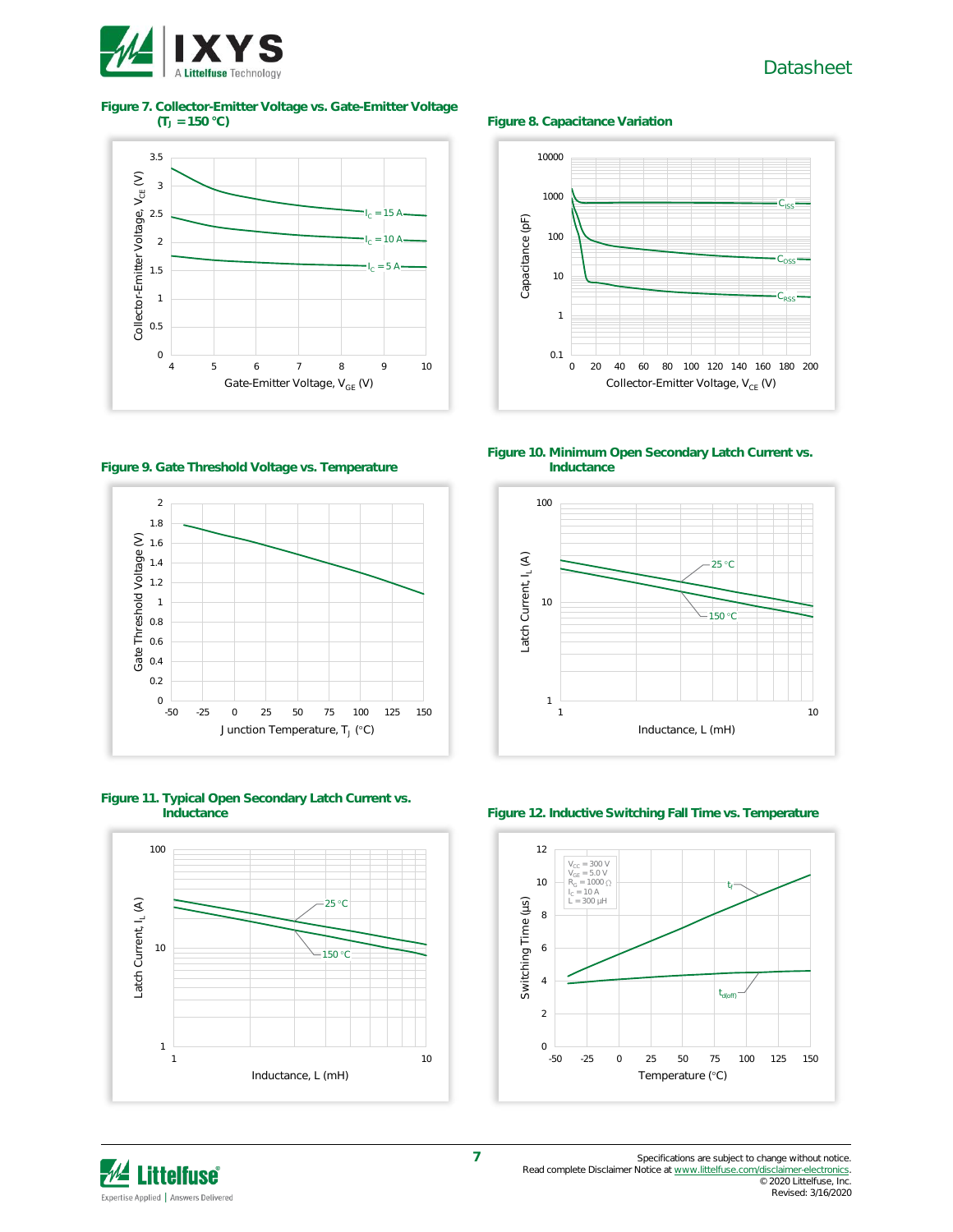**Figure 7. Collector-Emitter Voltage vs. Gate-Emitter Voltage ($T_J$ = 150 °C)**

**Figure 8. Capacitance Variation**

**Figure 9. Gate Threshold Voltage vs. Temperature**

**Figure 10. Minimum Open Secondary Latch Current vs. Inductance**

**Figure 11. Typical Open Secondary Latch Current vs. Inductance**

**Figure 12. Inductive Switching Fall Time vs. Temperature**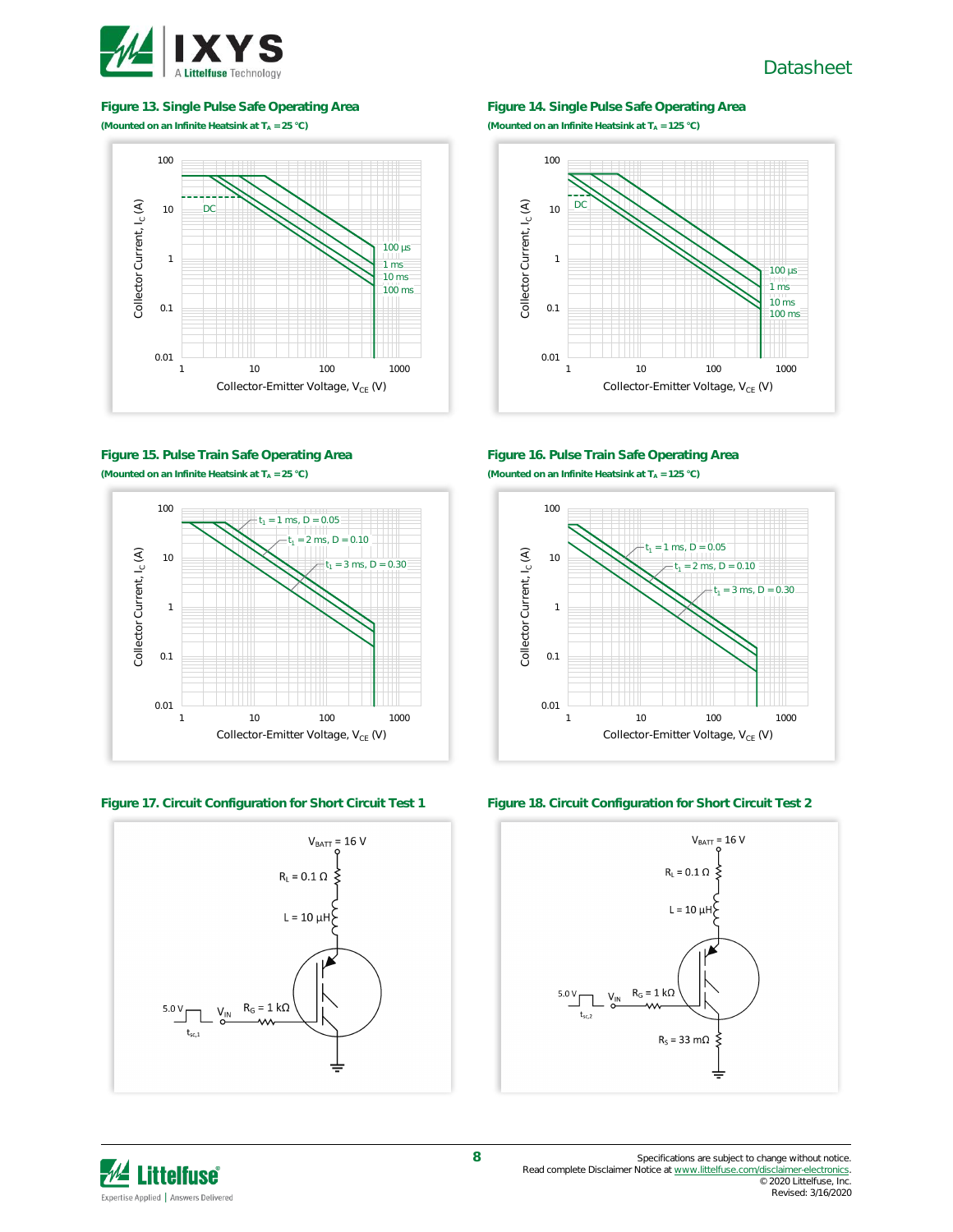### Figure 13. Single Pulse Safe Operating Area

(Mounted on an Infinite Heatsink at $T_A$ = 25 °C)

### Figure 14. Single Pulse Safe Operating Area

(Mounted on an Infinite Heatsink at $T_A$ = 125 °C)

### Figure 15. Pulse Train Safe Operating Area

(Mounted on an Infinite Heatsink at $T_A$ = 25 °C)

### Figure 16. Pulse Train Safe Operating Area

(Mounted on an Infinite Heatsink at $T_A$ = 125 °C)

### Figure 17. Circuit Configuration for Short Circuit Test 1

### Figure 18. Circuit Configuration for Short Circuit Test 2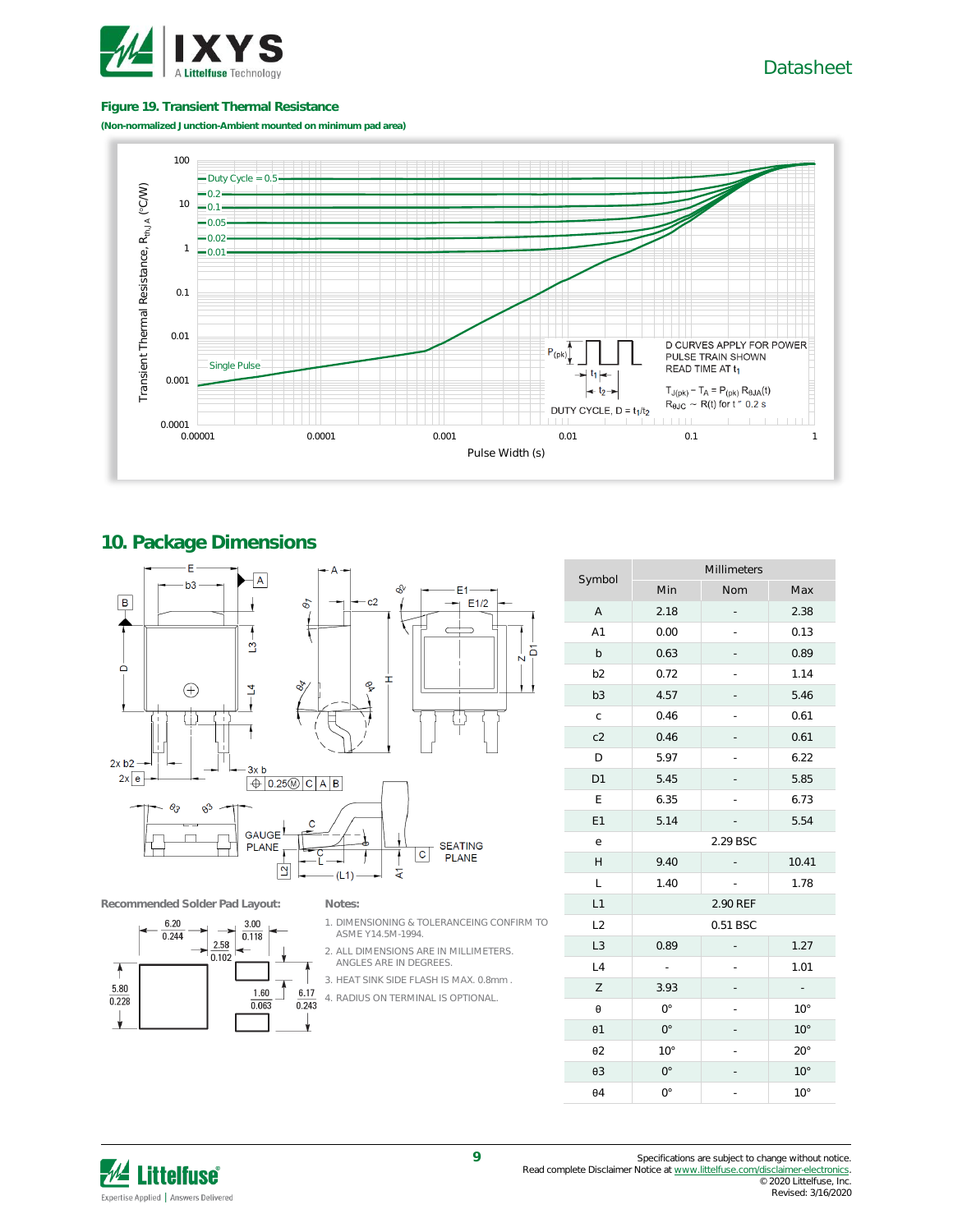**Figure 19. Transient Thermal Resistance**

**(Non-normalized Junction-Ambient mounted on minimum pad area)**

## 10. Package Dimensions

**Recommended Solder Pad Layout:**

**Notes:**

1. DIMENSIONING & TOLERANCEING CONFIRM TO ASME Y14.5M-1994.
2. ALL DIMENSIONS ARE IN MILLIMETERS. ANGLES ARE IN DEGREES.
3. HEAT SINK SIDE FLASH IS MAX. 0.8mm .
4. RADIUS ON TERMINAL IS OPTIONAL.

| Symbol | Millimeters | | |
|---|---|---|---|
| | Min | Nom | Max |
| A | 2.18 | - | 2.38 |
| A1 | 0.00 | - | 0.13 |
| b | 0.63 | - | 0.89 |
| b2 | 0.72 | - | 1.14 |
| b3 | 4.57 | - | 5.46 |
| c | 0.46 | - | 0.61 |
| c2 | 0.46 | - | 0.61 |
| D | 5.97 | - | 6.22 |
| D1 | 5.45 | - | 5.85 |
| E | 6.35 | - | 6.73 |
| E1 | 5.14 | - | 5.54 |
| e | 2.29 BSC | | |
| H | 9.40 | - | 10.41 |
| L | 1.40 | - | 1.78 |
| L1 | 2.90 REF | | |
| L2 | 0.51 BSC | | |
| L3 | 0.89 | - | 1.27 |
| L4 | - | - | 1.01 |
| Z | 3.93 | - | - |
| θ | 0° | - | 10° |
| θ1 | 0° | - | 10° |
| θ2 | 10° | - | 20° |
| θ3 | 0° | - | 10° |
| θ4 | 0° | - | 10° |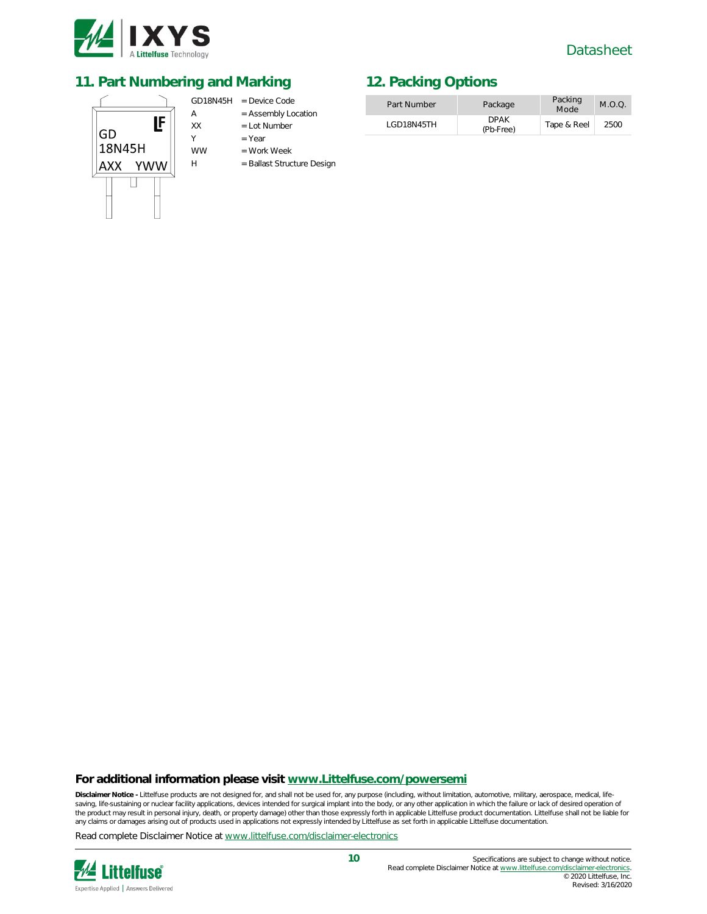## 11. Part Numbering and Marking

GD
18N45H
AXX YWW

| | |
|---|---|
| GD18N45H | = Device Code |
| A | = Assembly Location |
| XX | = Lot Number |
| Y | = Year |
| WW | = Work Week |
| H | = Ballast Structure Design |

## 12. Packing Options

| Part Number | Package | Packing Mode | M.O.Q. |
|---|---|---|---|
| LGD18N45TH | DPAK (Pb-Free) | Tape & Reel | 2500 |

**For additional information please visit www.Littelfuse.com/powersemi**

**Disclaimer Notice -** Littelfuse products are not designed for, and shall not be used for, any purpose (including, without limitation, automotive, military, aerospace, medical, life-saving, life-sustaining or nuclear facility applications, devices intended for surgical implant into the body, or any other application in which the failure or lack of desired operation of the product may result in personal injury, death, or property damage) other than those expressly forth in applicable Littelfuse product documentation. Littelfuse shall not be liable for any claims or damages arising out of products used in applications not expressly intended by Littelfuse as set forth in applicable Littelfuse documentation.

Read complete Disclaimer Notice at www.littelfuse.com/disclaimer-electronics

Specifications are subject to change without notice.
Read complete Disclaimer Notice at www.littelfuse.com/disclaimer-electronics.
© 2020 Littelfuse, Inc.
Revised: 3/16/2020